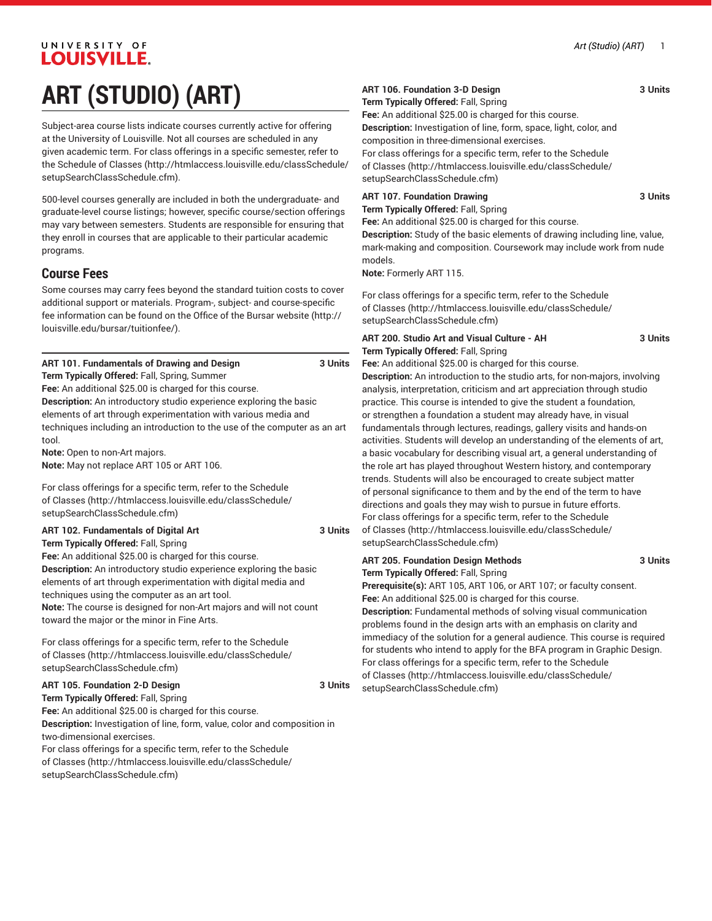# ART (STUDIO) (ART)

Subject-area course lists indicate courses currently active for offering at the University of Louisville. Not all courses are scheduled in any given academic term. For class offerings in a specific semester, refer to the Schedule of Classes (http://htmlaccess.louisville.edu/classSchedule/setupSearchClassSchedule.cfm).

500-level courses generally are included in both the undergraduate- and graduate-level course listings; however, specific course/section offerings may vary between semesters. Students are responsible for ensuring that they enroll in courses that are applicable to their particular academic programs.

## Course Fees

Some courses may carry fees beyond the standard tuition costs to cover additional support or materials. Program-, subject- and course-specific fee information can be found on the Office of the Bursar website (http://louisville.edu/bursar/tuitionfee/).

**ART 101. Fundamentals of Drawing and Design 3 Units**
**Term Typically Offered:** Fall, Spring, Summer
**Fee:** An additional $25.00 is charged for this course.
**Description:** An introductory studio experience exploring the basic elements of art through experimentation with various media and techniques including an introduction to the use of the computer as an art tool.
**Note:** Open to non-Art majors.
**Note:** May not replace ART 105 or ART 106.

For class offerings for a specific term, refer to the Schedule of Classes (http://htmlaccess.louisville.edu/classSchedule/setupSearchClassSchedule.cfm)

**ART 102. Fundamentals of Digital Art 3 Units**
**Term Typically Offered:** Fall, Spring
**Fee:** An additional $25.00 is charged for this course.
**Description:** An introductory studio experience exploring the basic elements of art through experimentation with digital media and techniques using the computer as an art tool.
**Note:** The course is designed for non-Art majors and will not count toward the major or the minor in Fine Arts.

For class offerings for a specific term, refer to the Schedule of Classes (http://htmlaccess.louisville.edu/classSchedule/setupSearchClassSchedule.cfm)

**ART 105. Foundation 2-D Design 3 Units**
**Term Typically Offered:** Fall, Spring
**Fee:** An additional $25.00 is charged for this course.
**Description:** Investigation of line, form, value, color and composition in two-dimensional exercises.
For class offerings for a specific term, refer to the Schedule of Classes (http://htmlaccess.louisville.edu/classSchedule/setupSearchClassSchedule.cfm)

**ART 106. Foundation 3-D Design 3 Units**
**Term Typically Offered:** Fall, Spring
**Fee:** An additional $25.00 is charged for this course.
**Description:** Investigation of line, form, space, light, color, and composition in three-dimensional exercises.
For class offerings for a specific term, refer to the Schedule of Classes (http://htmlaccess.louisville.edu/classSchedule/setupSearchClassSchedule.cfm)

**ART 107. Foundation Drawing 3 Units**
**Term Typically Offered:** Fall, Spring
**Fee:** An additional $25.00 is charged for this course.
**Description:** Study of the basic elements of drawing including line, value, mark-making and composition. Coursework may include work from nude models.
**Note:** Formerly ART 115.

For class offerings for a specific term, refer to the Schedule of Classes (http://htmlaccess.louisville.edu/classSchedule/setupSearchClassSchedule.cfm)

**ART 200. Studio Art and Visual Culture - AH 3 Units**
**Term Typically Offered:** Fall, Spring
**Fee:** An additional $25.00 is charged for this course.
**Description:** An introduction to the studio arts, for non-majors, involving analysis, interpretation, criticism and art appreciation through studio practice. This course is intended to give the student a foundation, or strengthen a foundation a student may already have, in visual fundamentals through lectures, readings, gallery visits and hands-on activities. Students will develop an understanding of the elements of art, a basic vocabulary for describing visual art, a general understanding of the role art has played throughout Western history, and contemporary trends. Students will also be encouraged to create subject matter of personal significance to them and by the end of the term to have directions and goals they may wish to pursue in future efforts.
For class offerings for a specific term, refer to the Schedule of Classes (http://htmlaccess.louisville.edu/classSchedule/setupSearchClassSchedule.cfm)

**ART 205. Foundation Design Methods 3 Units**
**Term Typically Offered:** Fall, Spring
**Prerequisite(s):** ART 105, ART 106, or ART 107; or faculty consent.
**Fee:** An additional $25.00 is charged for this course.
**Description:** Fundamental methods of solving visual communication problems found in the design arts with an emphasis on clarity and immediacy of the solution for a general audience. This course is required for students who intend to apply for the BFA program in Graphic Design.
For class offerings for a specific term, refer to the Schedule of Classes (http://htmlaccess.louisville.edu/classSchedule/setupSearchClassSchedule.cfm)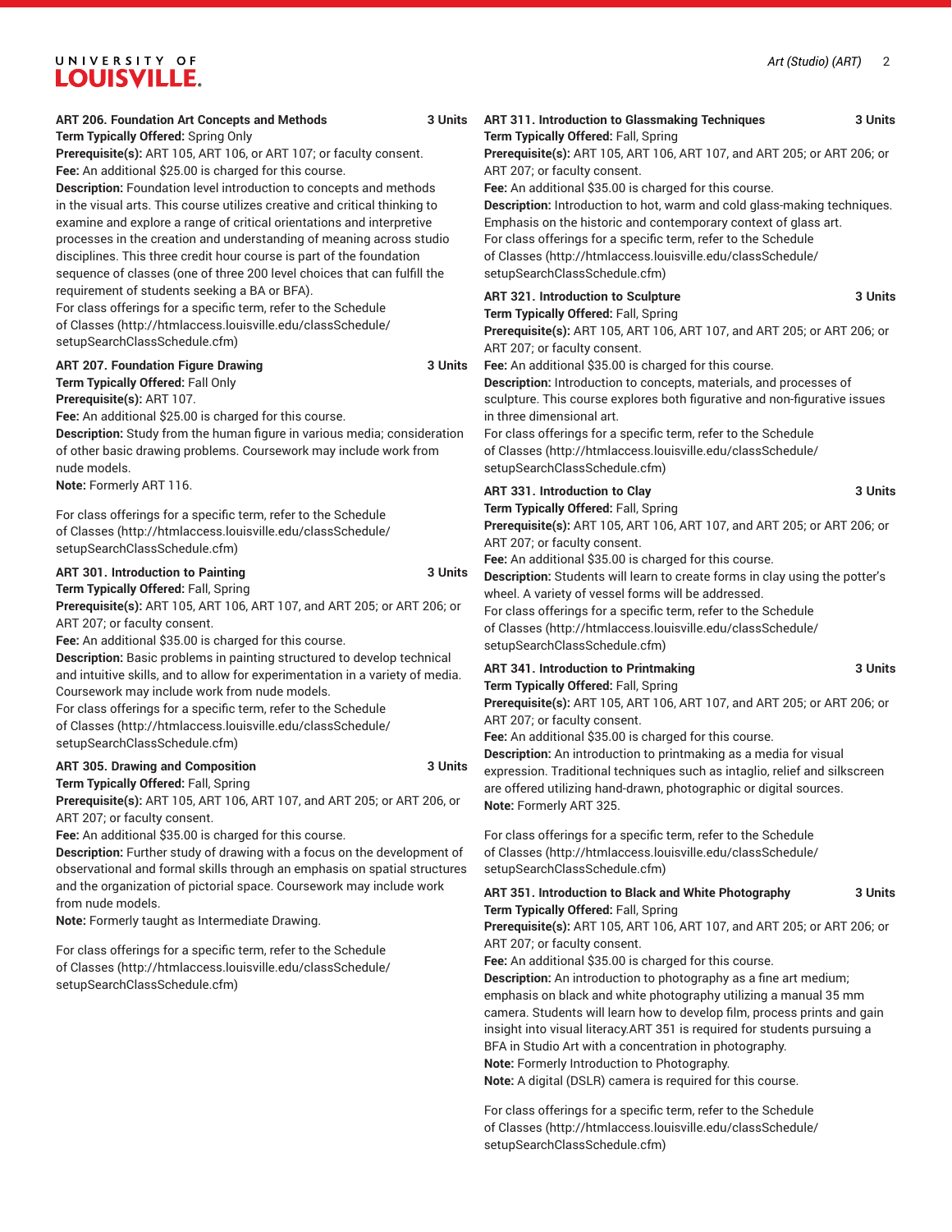### ART 206. Foundation Art Concepts and Methods — 3 Units

**Term Typically Offered:** Spring Only
**Prerequisite(s):** ART 105, ART 106, or ART 107; or faculty consent.
**Fee:** An additional $25.00 is charged for this course.
**Description:** Foundation level introduction to concepts and methods in the visual arts. This course utilizes creative and critical thinking to examine and explore a range of critical orientations and interpretive processes in the creation and understanding of meaning across studio disciplines. This three credit hour course is part of the foundation sequence of classes (one of three 200 level choices that can fulfill the requirement of students seeking a BA or BFA).
For class offerings for a specific term, refer to the Schedule of Classes (http://htmlaccess.louisville.edu/classSchedule/setupSearchClassSchedule.cfm)

### ART 207. Foundation Figure Drawing — 3 Units

**Term Typically Offered:** Fall Only
**Prerequisite(s):** ART 107.
**Fee:** An additional $25.00 is charged for this course.
**Description:** Study from the human figure in various media; consideration of other basic drawing problems. Coursework may include work from nude models.
**Note:** Formerly ART 116.

For class offerings for a specific term, refer to the Schedule of Classes (http://htmlaccess.louisville.edu/classSchedule/setupSearchClassSchedule.cfm)

### ART 301. Introduction to Painting — 3 Units

**Term Typically Offered:** Fall, Spring
**Prerequisite(s):** ART 105, ART 106, ART 107, and ART 205; or ART 206; or ART 207; or faculty consent.
**Fee:** An additional $35.00 is charged for this course.
**Description:** Basic problems in painting structured to develop technical and intuitive skills, and to allow for experimentation in a variety of media. Coursework may include work from nude models.
For class offerings for a specific term, refer to the Schedule of Classes (http://htmlaccess.louisville.edu/classSchedule/setupSearchClassSchedule.cfm)

### ART 305. Drawing and Composition — 3 Units

**Term Typically Offered:** Fall, Spring
**Prerequisite(s):** ART 105, ART 106, ART 107, and ART 205; or ART 206, or ART 207; or faculty consent.
**Fee:** An additional $35.00 is charged for this course.
**Description:** Further study of drawing with a focus on the development of observational and formal skills through an emphasis on spatial structures and the organization of pictorial space. Coursework may include work from nude models.
**Note:** Formerly taught as Intermediate Drawing.

For class offerings for a specific term, refer to the Schedule of Classes (http://htmlaccess.louisville.edu/classSchedule/setupSearchClassSchedule.cfm)

### ART 311. Introduction to Glassmaking Techniques — 3 Units

**Term Typically Offered:** Fall, Spring
**Prerequisite(s):** ART 105, ART 106, ART 107, and ART 205; or ART 206; or ART 207; or faculty consent.
**Fee:** An additional $35.00 is charged for this course.
**Description:** Introduction to hot, warm and cold glass-making techniques. Emphasis on the historic and contemporary context of glass art.
For class offerings for a specific term, refer to the Schedule of Classes (http://htmlaccess.louisville.edu/classSchedule/setupSearchClassSchedule.cfm)

### ART 321. Introduction to Sculpture — 3 Units

**Term Typically Offered:** Fall, Spring
**Prerequisite(s):** ART 105, ART 106, ART 107, and ART 205; or ART 206; or ART 207; or faculty consent.
**Fee:** An additional $35.00 is charged for this course.
**Description:** Introduction to concepts, materials, and processes of sculpture. This course explores both figurative and non-figurative issues in three dimensional art.
For class offerings for a specific term, refer to the Schedule of Classes (http://htmlaccess.louisville.edu/classSchedule/setupSearchClassSchedule.cfm)

### ART 331. Introduction to Clay — 3 Units

**Term Typically Offered:** Fall, Spring
**Prerequisite(s):** ART 105, ART 106, ART 107, and ART 205; or ART 206; or ART 207; or faculty consent.
**Fee:** An additional $35.00 is charged for this course.
**Description:** Students will learn to create forms in clay using the potter's wheel. A variety of vessel forms will be addressed.
For class offerings for a specific term, refer to the Schedule of Classes (http://htmlaccess.louisville.edu/classSchedule/setupSearchClassSchedule.cfm)

### ART 341. Introduction to Printmaking — 3 Units

**Term Typically Offered:** Fall, Spring
**Prerequisite(s):** ART 105, ART 106, ART 107, and ART 205; or ART 206; or ART 207; or faculty consent.
**Fee:** An additional $35.00 is charged for this course.
**Description:** An introduction to printmaking as a media for visual expression. Traditional techniques such as intaglio, relief and silkscreen are offered utilizing hand-drawn, photographic or digital sources.
**Note:** Formerly ART 325.

For class offerings for a specific term, refer to the Schedule of Classes (http://htmlaccess.louisville.edu/classSchedule/setupSearchClassSchedule.cfm)

### ART 351. Introduction to Black and White Photography — 3 Units

**Term Typically Offered:** Fall, Spring
**Prerequisite(s):** ART 105, ART 106, ART 107, and ART 205; or ART 206; or ART 207; or faculty consent.
**Fee:** An additional $35.00 is charged for this course.
**Description:** An introduction to photography as a fine art medium; emphasis on black and white photography utilizing a manual 35 mm camera. Students will learn how to develop film, process prints and gain insight into visual literacy.ART 351 is required for students pursuing a BFA in Studio Art with a concentration in photography.
**Note:** Formerly Introduction to Photography.
**Note:** A digital (DSLR) camera is required for this course.

For class offerings for a specific term, refer to the Schedule of Classes (http://htmlaccess.louisville.edu/classSchedule/setupSearchClassSchedule.cfm)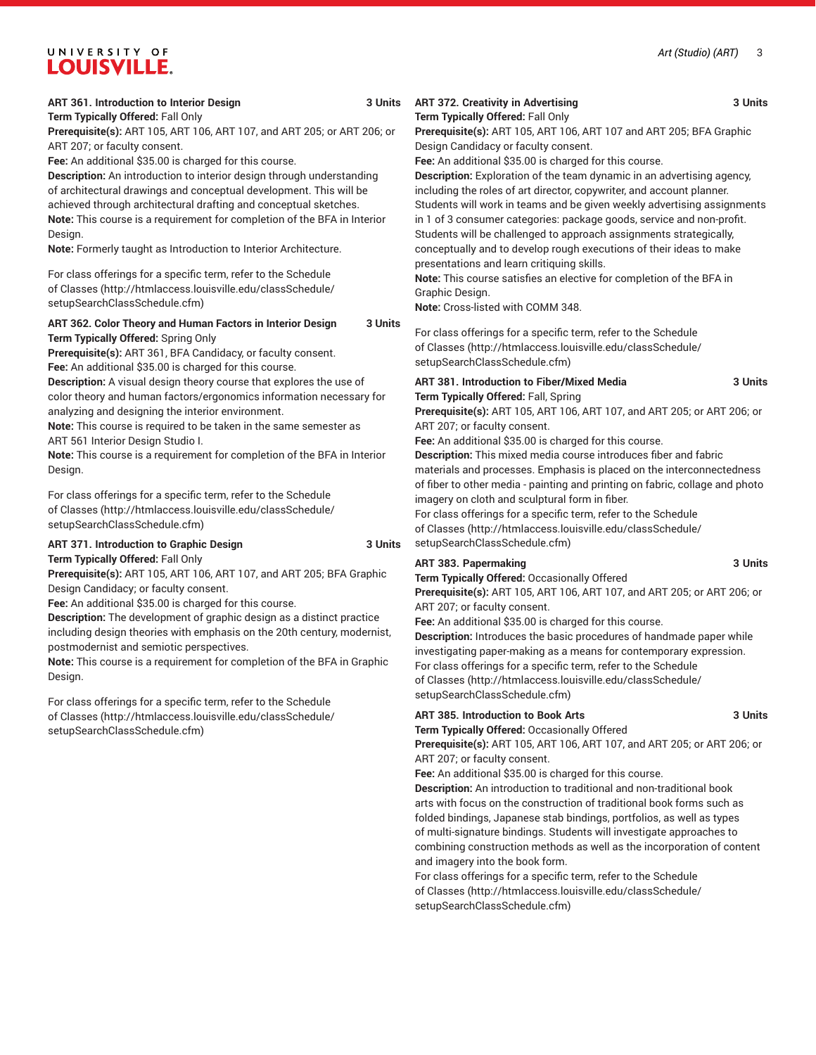**ART 361. Introduction to Interior Design 3 Units**
**Term Typically Offered:** Fall Only
**Prerequisite(s):** ART 105, ART 106, ART 107, and ART 205; or ART 206; or ART 207; or faculty consent.
**Fee:** An additional $35.00 is charged for this course.
**Description:** An introduction to interior design through understanding of architectural drawings and conceptual development. This will be achieved through architectural drafting and conceptual sketches.
**Note:** This course is a requirement for completion of the BFA in Interior Design.
**Note:** Formerly taught as Introduction to Interior Architecture.

For class offerings for a specific term, refer to the Schedule of Classes (http://htmlaccess.louisville.edu/classSchedule/setupSearchClassSchedule.cfm)

**ART 362. Color Theory and Human Factors in Interior Design 3 Units**
**Term Typically Offered:** Spring Only
**Prerequisite(s):** ART 361, BFA Candidacy, or faculty consent.
**Fee:** An additional $35.00 is charged for this course.
**Description:** A visual design theory course that explores the use of color theory and human factors/ergonomics information necessary for analyzing and designing the interior environment.
**Note:** This course is required to be taken in the same semester as ART 561 Interior Design Studio I.
**Note:** This course is a requirement for completion of the BFA in Interior Design.

For class offerings for a specific term, refer to the Schedule of Classes (http://htmlaccess.louisville.edu/classSchedule/setupSearchClassSchedule.cfm)

**ART 371. Introduction to Graphic Design 3 Units**
**Term Typically Offered:** Fall Only
**Prerequisite(s):** ART 105, ART 106, ART 107, and ART 205; BFA Graphic Design Candidacy; or faculty consent.
**Fee:** An additional $35.00 is charged for this course.
**Description:** The development of graphic design as a distinct practice including design theories with emphasis on the 20th century, modernist, postmodernist and semiotic perspectives.
**Note:** This course is a requirement for completion of the BFA in Graphic Design.

For class offerings for a specific term, refer to the Schedule of Classes (http://htmlaccess.louisville.edu/classSchedule/setupSearchClassSchedule.cfm)

**ART 372. Creativity in Advertising 3 Units**
**Term Typically Offered:** Fall Only
**Prerequisite(s):** ART 105, ART 106, ART 107 and ART 205; BFA Graphic Design Candidacy or faculty consent.
**Fee:** An additional $35.00 is charged for this course.
**Description:** Exploration of the team dynamic in an advertising agency, including the roles of art director, copywriter, and account planner. Students will work in teams and be given weekly advertising assignments in 1 of 3 consumer categories: package goods, service and non-profit. Students will be challenged to approach assignments strategically, conceptually and to develop rough executions of their ideas to make presentations and learn critiquing skills.
**Note:** This course satisfies an elective for completion of the BFA in Graphic Design.
**Note:** Cross-listed with COMM 348.

For class offerings for a specific term, refer to the Schedule of Classes (http://htmlaccess.louisville.edu/classSchedule/setupSearchClassSchedule.cfm)

**ART 381. Introduction to Fiber/Mixed Media 3 Units**
**Term Typically Offered:** Fall, Spring
**Prerequisite(s):** ART 105, ART 106, ART 107, and ART 205; or ART 206; or ART 207; or faculty consent.
**Fee:** An additional $35.00 is charged for this course.
**Description:** This mixed media course introduces fiber and fabric materials and processes. Emphasis is placed on the interconnectedness of fiber to other media - painting and printing on fabric, collage and photo imagery on cloth and sculptural form in fiber.
For class offerings for a specific term, refer to the Schedule of Classes (http://htmlaccess.louisville.edu/classSchedule/setupSearchClassSchedule.cfm)

**ART 383. Papermaking 3 Units**
**Term Typically Offered:** Occasionally Offered
**Prerequisite(s):** ART 105, ART 106, ART 107, and ART 205; or ART 206; or ART 207; or faculty consent.
**Fee:** An additional $35.00 is charged for this course.
**Description:** Introduces the basic procedures of handmade paper while investigating paper-making as a means for contemporary expression.
For class offerings for a specific term, refer to the Schedule of Classes (http://htmlaccess.louisville.edu/classSchedule/setupSearchClassSchedule.cfm)

**ART 385. Introduction to Book Arts 3 Units**
**Term Typically Offered:** Occasionally Offered
**Prerequisite(s):** ART 105, ART 106, ART 107, and ART 205; or ART 206; or ART 207; or faculty consent.
**Fee:** An additional $35.00 is charged for this course.
**Description:** An introduction to traditional and non-traditional book arts with focus on the construction of traditional book forms such as folded bindings, Japanese stab bindings, portfolios, as well as types of multi-signature bindings. Students will investigate approaches to combining construction methods as well as the incorporation of content and imagery into the book form.
For class offerings for a specific term, refer to the Schedule of Classes (http://htmlaccess.louisville.edu/classSchedule/setupSearchClassSchedule.cfm)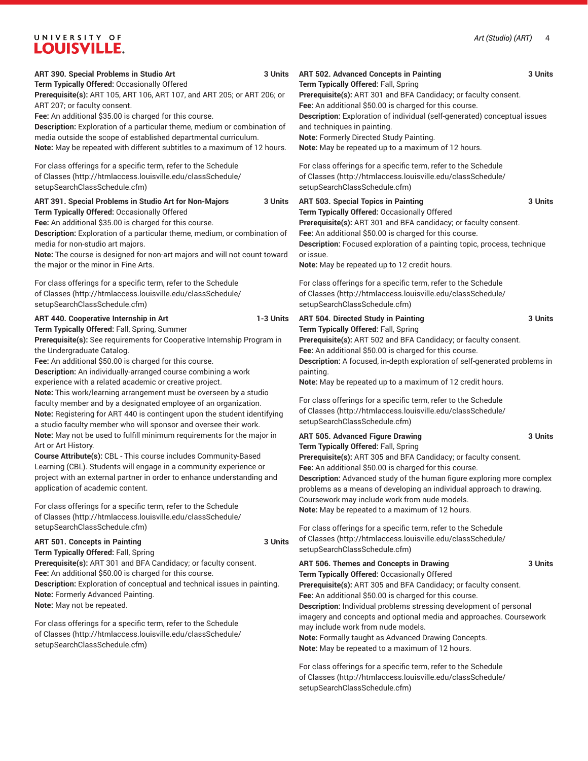**ART 390. Special Problems in Studio Art** 3 Units
**Term Typically Offered:** Occasionally Offered
**Prerequisite(s):** ART 105, ART 106, ART 107, and ART 205; or ART 206; or ART 207; or faculty consent.
**Fee:** An additional $35.00 is charged for this course.
**Description:** Exploration of a particular theme, medium or combination of media outside the scope of established departmental curriculum.
**Note:** May be repeated with different subtitles to a maximum of 12 hours.

For class offerings for a specific term, refer to the Schedule of Classes (http://htmlaccess.louisville.edu/classSchedule/setupSearchClassSchedule.cfm)

**ART 391. Special Problems in Studio Art for Non-Majors** 3 Units
**Term Typically Offered:** Occasionally Offered
**Fee:** An additional $35.00 is charged for this course.
**Description:** Exploration of a particular theme, medium, or combination of media for non-studio art majors.
**Note:** The course is designed for non-art majors and will not count toward the major or the minor in Fine Arts.

For class offerings for a specific term, refer to the Schedule of Classes (http://htmlaccess.louisville.edu/classSchedule/setupSearchClassSchedule.cfm)

**ART 440. Cooperative Internship in Art** 1-3 Units
**Term Typically Offered:** Fall, Spring, Summer
**Prerequisite(s):** See requirements for Cooperative Internship Program in the Undergraduate Catalog.
**Fee:** An additional $50.00 is charged for this course.
**Description:** An individually-arranged course combining a work experience with a related academic or creative project.
**Note:** This work/learning arrangement must be overseen by a studio faculty member and by a designated employee of an organization.
**Note:** Registering for ART 440 is contingent upon the student identifying a studio faculty member who will sponsor and oversee their work.
**Note:** May not be used to fulfill minimum requirements for the major in Art or Art History.
**Course Attribute(s):** CBL - This course includes Community-Based Learning (CBL). Students will engage in a community experience or project with an external partner in order to enhance understanding and application of academic content.

For class offerings for a specific term, refer to the Schedule of Classes (http://htmlaccess.louisville.edu/classSchedule/setupSearchClassSchedule.cfm)

**ART 501. Concepts in Painting** 3 Units
**Term Typically Offered:** Fall, Spring
**Prerequisite(s):** ART 301 and BFA Candidacy; or faculty consent.
**Fee:** An additional $50.00 is charged for this course.
**Description:** Exploration of conceptual and technical issues in painting.
**Note:** Formerly Advanced Painting.
**Note:** May not be repeated.

For class offerings for a specific term, refer to the Schedule of Classes (http://htmlaccess.louisville.edu/classSchedule/setupSearchClassSchedule.cfm)

**ART 502. Advanced Concepts in Painting** 3 Units
**Term Typically Offered:** Fall, Spring
**Prerequisite(s):** ART 301 and BFA Candidacy; or faculty consent.
**Fee:** An additional $50.00 is charged for this course.
**Description:** Exploration of individual (self-generated) conceptual issues and techniques in painting.
**Note:** Formerly Directed Study Painting.
**Note:** May be repeated up to a maximum of 12 hours.

For class offerings for a specific term, refer to the Schedule of Classes (http://htmlaccess.louisville.edu/classSchedule/setupSearchClassSchedule.cfm)

**ART 503. Special Topics in Painting** 3 Units
**Term Typically Offered:** Occasionally Offered
**Prerequisite(s):** ART 301 and BFA candidacy; or faculty consent.
**Fee:** An additional $50.00 is charged for this course.
**Description:** Focused exploration of a painting topic, process, technique or issue.
**Note:** May be repeated up to 12 credit hours.

For class offerings for a specific term, refer to the Schedule of Classes (http://htmlaccess.louisville.edu/classSchedule/setupSearchClassSchedule.cfm)

**ART 504. Directed Study in Painting** 3 Units
**Term Typically Offered:** Fall, Spring
**Prerequisite(s):** ART 502 and BFA Candidacy; or faculty consent.
**Fee:** An additional $50.00 is charged for this course.
**Description:** A focused, in-depth exploration of self-generated problems in painting.
**Note:** May be repeated up to a maximum of 12 credit hours.

For class offerings for a specific term, refer to the Schedule of Classes (http://htmlaccess.louisville.edu/classSchedule/setupSearchClassSchedule.cfm)

**ART 505. Advanced Figure Drawing** 3 Units
**Term Typically Offered:** Fall, Spring
**Prerequisite(s):** ART 305 and BFA Candidacy; or faculty consent.
**Fee:** An additional $50.00 is charged for this course.
**Description:** Advanced study of the human figure exploring more complex problems as a means of developing an individual approach to drawing. Coursework may include work from nude models.
**Note:** May be repeated to a maximum of 12 hours.

For class offerings for a specific term, refer to the Schedule of Classes (http://htmlaccess.louisville.edu/classSchedule/setupSearchClassSchedule.cfm)

**ART 506. Themes and Concepts in Drawing** 3 Units
**Term Typically Offered:** Occasionally Offered
**Prerequisite(s):** ART 305 and BFA Candidacy; or faculty consent.
**Fee:** An additional $50.00 is charged for this course.
**Description:** Individual problems stressing development of personal imagery and concepts and optional media and approaches. Coursework may include work from nude models.
**Note:** Formally taught as Advanced Drawing Concepts.
**Note:** May be repeated to a maximum of 12 hours.

For class offerings for a specific term, refer to the Schedule of Classes (http://htmlaccess.louisville.edu/classSchedule/setupSearchClassSchedule.cfm)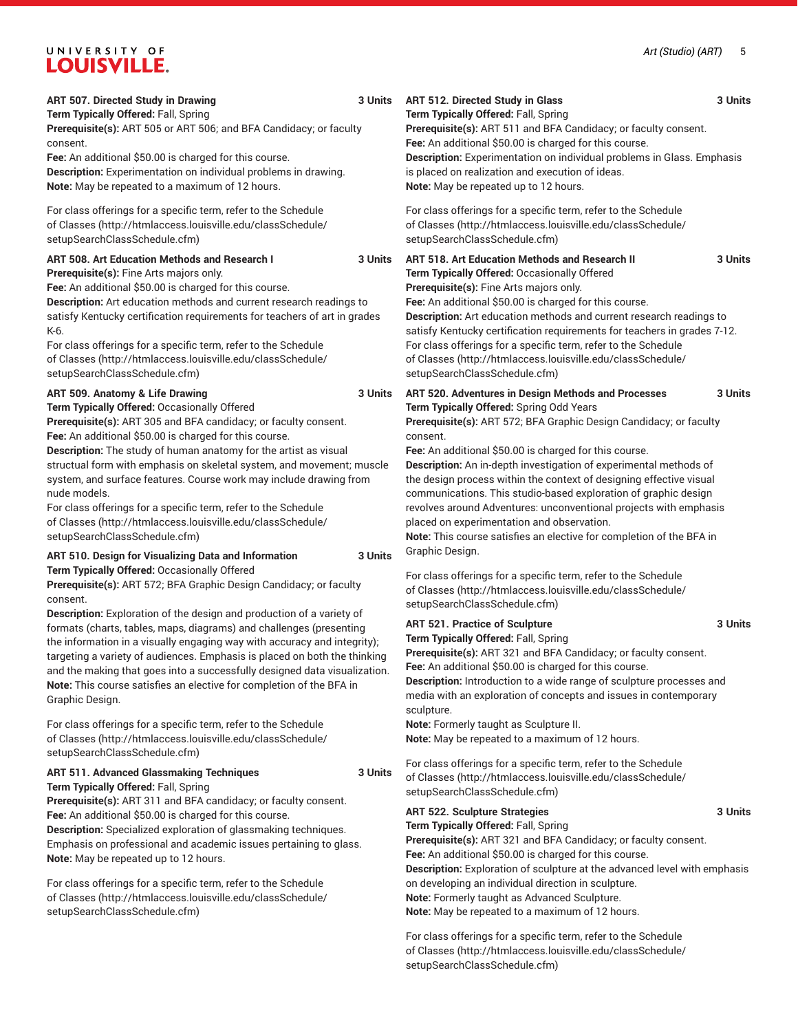**ART 507. Directed Study in Drawing** **3 Units**
**Term Typically Offered:** Fall, Spring
**Prerequisite(s):** ART 505 or ART 506; and BFA Candidacy; or faculty consent.
**Fee:** An additional $50.00 is charged for this course.
**Description:** Experimentation on individual problems in drawing.
**Note:** May be repeated to a maximum of 12 hours.

For class offerings for a specific term, refer to the Schedule of Classes (http://htmlaccess.louisville.edu/classSchedule/setupSearchClassSchedule.cfm)

**ART 508. Art Education Methods and Research I** **3 Units**
**Prerequisite(s):** Fine Arts majors only.
**Fee:** An additional $50.00 is charged for this course.
**Description:** Art education methods and current research readings to satisfy Kentucky certification requirements for teachers of art in grades K-6.
For class offerings for a specific term, refer to the Schedule of Classes (http://htmlaccess.louisville.edu/classSchedule/setupSearchClassSchedule.cfm)

**ART 509. Anatomy & Life Drawing** **3 Units**
**Term Typically Offered:** Occasionally Offered
**Prerequisite(s):** ART 305 and BFA candidacy; or faculty consent.
**Fee:** An additional $50.00 is charged for this course.
**Description:** The study of human anatomy for the artist as visual structural form with emphasis on skeletal system, and movement; muscle system, and surface features. Course work may include drawing from nude models.
For class offerings for a specific term, refer to the Schedule of Classes (http://htmlaccess.louisville.edu/classSchedule/setupSearchClassSchedule.cfm)

**ART 510. Design for Visualizing Data and Information** **3 Units**
**Term Typically Offered:** Occasionally Offered
**Prerequisite(s):** ART 572; BFA Graphic Design Candidacy; or faculty consent.
**Description:** Exploration of the design and production of a variety of formats (charts, tables, maps, diagrams) and challenges (presenting the information in a visually engaging way with accuracy and integrity); targeting a variety of audiences. Emphasis is placed on both the thinking and the making that goes into a successfully designed data visualization.
**Note:** This course satisfies an elective for completion of the BFA in Graphic Design.

For class offerings for a specific term, refer to the Schedule of Classes (http://htmlaccess.louisville.edu/classSchedule/setupSearchClassSchedule.cfm)

**ART 511. Advanced Glassmaking Techniques** **3 Units**
**Term Typically Offered:** Fall, Spring
**Prerequisite(s):** ART 311 and BFA candidacy; or faculty consent.
**Fee:** An additional $50.00 is charged for this course.
**Description:** Specialized exploration of glassmaking techniques. Emphasis on professional and academic issues pertaining to glass.
**Note:** May be repeated up to 12 hours.

For class offerings for a specific term, refer to the Schedule of Classes (http://htmlaccess.louisville.edu/classSchedule/setupSearchClassSchedule.cfm)

**ART 512. Directed Study in Glass** **3 Units**
**Term Typically Offered:** Fall, Spring
**Prerequisite(s):** ART 511 and BFA Candidacy; or faculty consent.
**Fee:** An additional $50.00 is charged for this course.
**Description:** Experimentation on individual problems in Glass. Emphasis is placed on realization and execution of ideas.
**Note:** May be repeated up to 12 hours.

For class offerings for a specific term, refer to the Schedule of Classes (http://htmlaccess.louisville.edu/classSchedule/setupSearchClassSchedule.cfm)

**ART 518. Art Education Methods and Research II** **3 Units**
**Term Typically Offered:** Occasionally Offered
**Prerequisite(s):** Fine Arts majors only.
**Fee:** An additional $50.00 is charged for this course.
**Description:** Art education methods and current research readings to satisfy Kentucky certification requirements for teachers in grades 7-12.
For class offerings for a specific term, refer to the Schedule of Classes (http://htmlaccess.louisville.edu/classSchedule/setupSearchClassSchedule.cfm)

**ART 520. Adventures in Design Methods and Processes** **3 Units**
**Term Typically Offered:** Spring Odd Years
**Prerequisite(s):** ART 572; BFA Graphic Design Candidacy; or faculty consent.
**Fee:** An additional $50.00 is charged for this course.
**Description:** An in-depth investigation of experimental methods of the design process within the context of designing effective visual communications. This studio-based exploration of graphic design revolves around Adventures: unconventional projects with emphasis placed on experimentation and observation.
**Note:** This course satisfies an elective for completion of the BFA in Graphic Design.

For class offerings for a specific term, refer to the Schedule of Classes (http://htmlaccess.louisville.edu/classSchedule/setupSearchClassSchedule.cfm)

**ART 521. Practice of Sculpture** **3 Units**
**Term Typically Offered:** Fall, Spring
**Prerequisite(s):** ART 321 and BFA Candidacy; or faculty consent.
**Fee:** An additional $50.00 is charged for this course.
**Description:** Introduction to a wide range of sculpture processes and media with an exploration of concepts and issues in contemporary sculpture.
**Note:** Formerly taught as Sculpture II.
**Note:** May be repeated to a maximum of 12 hours.

For class offerings for a specific term, refer to the Schedule of Classes (http://htmlaccess.louisville.edu/classSchedule/setupSearchClassSchedule.cfm)

**ART 522. Sculpture Strategies** **3 Units**
**Term Typically Offered:** Fall, Spring
**Prerequisite(s):** ART 321 and BFA Candidacy; or faculty consent.
**Fee:** An additional $50.00 is charged for this course.
**Description:** Exploration of sculpture at the advanced level with emphasis on developing an individual direction in sculpture.
**Note:** Formerly taught as Advanced Sculpture.
**Note:** May be repeated to a maximum of 12 hours.

For class offerings for a specific term, refer to the Schedule of Classes (http://htmlaccess.louisville.edu/classSchedule/setupSearchClassSchedule.cfm)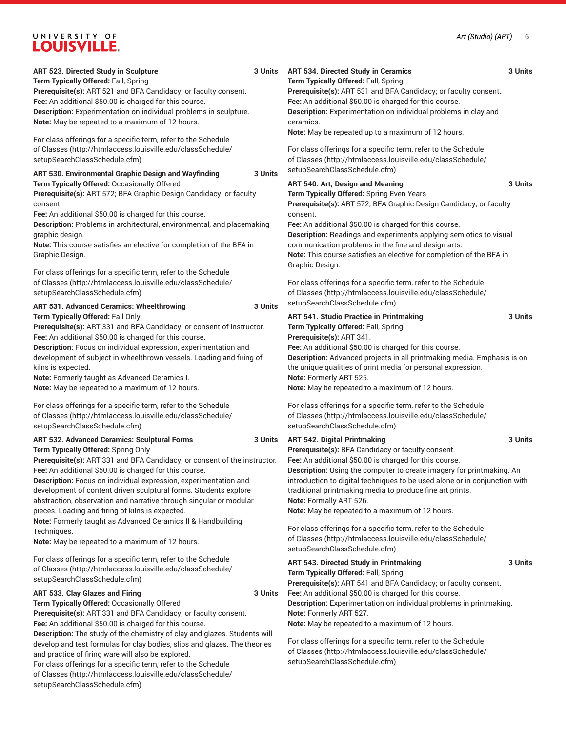**ART 523. Directed Study in Sculpture** 3 Units
**Term Typically Offered:** Fall, Spring
**Prerequisite(s):** ART 521 and BFA Candidacy; or faculty consent.
**Fee:** An additional $50.00 is charged for this course.
**Description:** Experimentation on individual problems in sculpture.
**Note:** May be repeated to a maximum of 12 hours.

For class offerings for a specific term, refer to the Schedule of Classes (http://htmlaccess.louisville.edu/classSchedule/setupSearchClassSchedule.cfm)

**ART 530. Environmental Graphic Design and Wayfinding** 3 Units
**Term Typically Offered:** Occasionally Offered
**Prerequisite(s):** ART 572; BFA Graphic Design Candidacy; or faculty consent.
**Fee:** An additional $50.00 is charged for this course.
**Description:** Problems in architectural, environmental, and placemaking graphic design.
**Note:** This course satisfies an elective for completion of the BFA in Graphic Design.

For class offerings for a specific term, refer to the Schedule of Classes (http://htmlaccess.louisville.edu/classSchedule/setupSearchClassSchedule.cfm)

**ART 531. Advanced Ceramics: Wheelthrowing** 3 Units
**Term Typically Offered:** Fall Only
**Prerequisite(s):** ART 331 and BFA Candidacy; or consent of instructor.
**Fee:** An additional $50.00 is charged for this course.
**Description:** Focus on individual expression, experimentation and development of subject in wheelthrown vessels. Loading and firing of kilns is expected.
**Note:** Formerly taught as Advanced Ceramics I.
**Note:** May be repeated to a maximum of 12 hours.

For class offerings for a specific term, refer to the Schedule of Classes (http://htmlaccess.louisville.edu/classSchedule/setupSearchClassSchedule.cfm)

**ART 532. Advanced Ceramics: Sculptural Forms** 3 Units
**Term Typically Offered:** Spring Only
**Prerequisite(s):** ART 331 and BFA Candidacy; or consent of the instructor.
**Fee:** An additional $50.00 is charged for this course.
**Description:** Focus on individual expression, experimentation and development of content driven sculptural forms. Students explore abstraction, observation and narrative through singular or modular pieces. Loading and firing of kilns is expected.
**Note:** Formerly taught as Advanced Ceramics II & Handbuilding Techniques.
**Note:** May be repeated to a maximum of 12 hours.

For class offerings for a specific term, refer to the Schedule of Classes (http://htmlaccess.louisville.edu/classSchedule/setupSearchClassSchedule.cfm)

**ART 533. Clay Glazes and Firing** 3 Units
**Term Typically Offered:** Occasionally Offered
**Prerequisite(s):** ART 331 and BFA Candidacy; or faculty consent.
**Fee:** An additional $50.00 is charged for this course.
**Description:** The study of the chemistry of clay and glazes. Students will develop and test formulas for clay bodies, slips and glazes. The theories and practice of firing ware will also be explored.
For class offerings for a specific term, refer to the Schedule of Classes (http://htmlaccess.louisville.edu/classSchedule/setupSearchClassSchedule.cfm)

**ART 534. Directed Study in Ceramics** 3 Units
**Term Typically Offered:** Fall, Spring
**Prerequisite(s):** ART 531 and BFA Candidacy; or faculty consent.
**Fee:** An additional $50.00 is charged for this course.
**Description:** Experimentation on individual problems in clay and ceramics.
**Note:** May be repeated up to a maximum of 12 hours.

For class offerings for a specific term, refer to the Schedule of Classes (http://htmlaccess.louisville.edu/classSchedule/setupSearchClassSchedule.cfm)

**ART 540. Art, Design and Meaning** 3 Units
**Term Typically Offered:** Spring Even Years
**Prerequisite(s):** ART 572; BFA Graphic Design Candidacy; or faculty consent.
**Fee:** An additional $50.00 is charged for this course.
**Description:** Readings and experiments applying semiotics to visual communication problems in the fine and design arts.
**Note:** This course satisfies an elective for completion of the BFA in Graphic Design.

For class offerings for a specific term, refer to the Schedule of Classes (http://htmlaccess.louisville.edu/classSchedule/setupSearchClassSchedule.cfm)

**ART 541. Studio Practice in Printmaking** 3 Units
**Term Typically Offered:** Fall, Spring
**Prerequisite(s):** ART 341.
**Fee:** An additional $50.00 is charged for this course.
**Description:** Advanced projects in all printmaking media. Emphasis is on the unique qualities of print media for personal expression.
**Note:** Formerly ART 525.
**Note:** May be repeated to a maximum of 12 hours.

For class offerings for a specific term, refer to the Schedule of Classes (http://htmlaccess.louisville.edu/classSchedule/setupSearchClassSchedule.cfm)

**ART 542. Digital Printmaking** 3 Units
**Prerequisite(s):** BFA Candidacy or faculty consent.
**Fee:** An additional $50.00 is charged for this course.
**Description:** Using the computer to create imagery for printmaking. An introduction to digital techniques to be used alone or in conjunction with traditional printmaking media to produce fine art prints.
**Note:** Formally ART 526.
**Note:** May be repeated to a maximum of 12 hours.

For class offerings for a specific term, refer to the Schedule of Classes (http://htmlaccess.louisville.edu/classSchedule/setupSearchClassSchedule.cfm)

**ART 543. Directed Study in Printmaking** 3 Units
**Term Typically Offered:** Fall, Spring
**Prerequisite(s):** ART 541 and BFA Candidacy; or faculty consent.
**Fee:** An additional $50.00 is charged for this course.
**Description:** Experimentation on individual problems in printmaking.
**Note:** Formerly ART 527.
**Note:** May be repeated to a maximum of 12 hours.

For class offerings for a specific term, refer to the Schedule of Classes (http://htmlaccess.louisville.edu/classSchedule/setupSearchClassSchedule.cfm)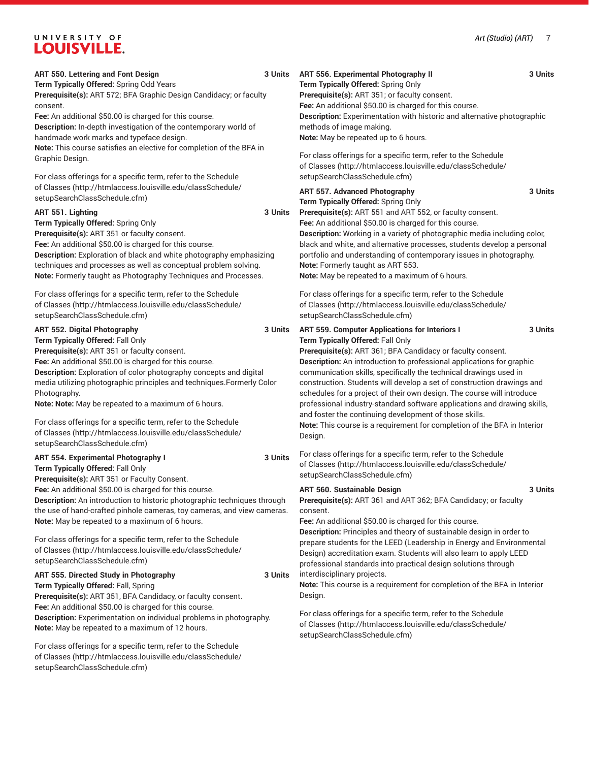**ART 550. Lettering and Font Design** **3 Units**
**Term Typically Offered:** Spring Odd Years
**Prerequisite(s):** ART 572; BFA Graphic Design Candidacy; or faculty consent.
**Fee:** An additional $50.00 is charged for this course.
**Description:** In-depth investigation of the contemporary world of handmade work marks and typeface design.
**Note:** This course satisfies an elective for completion of the BFA in Graphic Design.

For class offerings for a specific term, refer to the Schedule of Classes (http://htmlaccess.louisville.edu/classSchedule/setupSearchClassSchedule.cfm)

**ART 551. Lighting** **3 Units**
**Term Typically Offered:** Spring Only
**Prerequisite(s):** ART 351 or faculty consent.
**Fee:** An additional $50.00 is charged for this course.
**Description:** Exploration of black and white photography emphasizing techniques and processes as well as conceptual problem solving.
**Note:** Formerly taught as Photography Techniques and Processes.

For class offerings for a specific term, refer to the Schedule of Classes (http://htmlaccess.louisville.edu/classSchedule/setupSearchClassSchedule.cfm)

**ART 552. Digital Photography** **3 Units**
**Term Typically Offered:** Fall Only
**Prerequisite(s):** ART 351 or faculty consent.
**Fee:** An additional $50.00 is charged for this course.
**Description:** Exploration of color photography concepts and digital media utilizing photographic principles and techniques.Formerly Color Photography.
**Note: Note:** May be repeated to a maximum of 6 hours.

For class offerings for a specific term, refer to the Schedule of Classes (http://htmlaccess.louisville.edu/classSchedule/setupSearchClassSchedule.cfm)

**ART 554. Experimental Photography I** **3 Units**
**Term Typically Offered:** Fall Only
**Prerequisite(s):** ART 351 or Faculty Consent.
**Fee:** An additional $50.00 is charged for this course.
**Description:** An introduction to historic photographic techniques through the use of hand-crafted pinhole cameras, toy cameras, and view cameras.
**Note:** May be repeated to a maximum of 6 hours.

For class offerings for a specific term, refer to the Schedule of Classes (http://htmlaccess.louisville.edu/classSchedule/setupSearchClassSchedule.cfm)

**ART 555. Directed Study in Photography** **3 Units**
**Term Typically Offered:** Fall, Spring
**Prerequisite(s):** ART 351, BFA Candidacy, or faculty consent.
**Fee:** An additional $50.00 is charged for this course.
**Description:** Experimentation on individual problems in photography.
**Note:** May be repeated to a maximum of 12 hours.

For class offerings for a specific term, refer to the Schedule of Classes (http://htmlaccess.louisville.edu/classSchedule/setupSearchClassSchedule.cfm)

**ART 556. Experimental Photography II** **3 Units**
**Term Typically Offered:** Spring Only
**Prerequisite(s):** ART 351; or faculty consent.
**Fee:** An additional $50.00 is charged for this course.
**Description:** Experimentation with historic and alternative photographic methods of image making.
**Note:** May be repeated up to 6 hours.

For class offerings for a specific term, refer to the Schedule of Classes (http://htmlaccess.louisville.edu/classSchedule/setupSearchClassSchedule.cfm)

**ART 557. Advanced Photography** **3 Units**
**Term Typically Offered:** Spring Only
**Prerequisite(s):** ART 551 and ART 552, or faculty consent.
**Fee:** An additional $50.00 is charged for this course.
**Description:** Working in a variety of photographic media including color, black and white, and alternative processes, students develop a personal portfolio and understanding of contemporary issues in photography.
**Note:** Formerly taught as ART 553.
**Note:** May be repeated to a maximum of 6 hours.

For class offerings for a specific term, refer to the Schedule of Classes (http://htmlaccess.louisville.edu/classSchedule/setupSearchClassSchedule.cfm)

**ART 559. Computer Applications for Interiors I** **3 Units**
**Term Typically Offered:** Fall Only
**Prerequisite(s):** ART 361; BFA Candidacy or faculty consent.
**Description:** An introduction to professional applications for graphic communication skills, specifically the technical drawings used in construction. Students will develop a set of construction drawings and schedules for a project of their own design. The course will introduce professional industry-standard software applications and drawing skills, and foster the continuing development of those skills.
**Note:** This course is a requirement for completion of the BFA in Interior Design.

For class offerings for a specific term, refer to the Schedule of Classes (http://htmlaccess.louisville.edu/classSchedule/setupSearchClassSchedule.cfm)

**ART 560. Sustainable Design** **3 Units**
**Prerequisite(s):** ART 361 and ART 362; BFA Candidacy; or faculty consent.
**Fee:** An additional $50.00 is charged for this course.
**Description:** Principles and theory of sustainable design in order to prepare students for the LEED (Leadership in Energy and Environmental Design) accreditation exam. Students will also learn to apply LEED professional standards into practical design solutions through interdisciplinary projects.
**Note:** This course is a requirement for completion of the BFA in Interior Design.

For class offerings for a specific term, refer to the Schedule of Classes (http://htmlaccess.louisville.edu/classSchedule/setupSearchClassSchedule.cfm)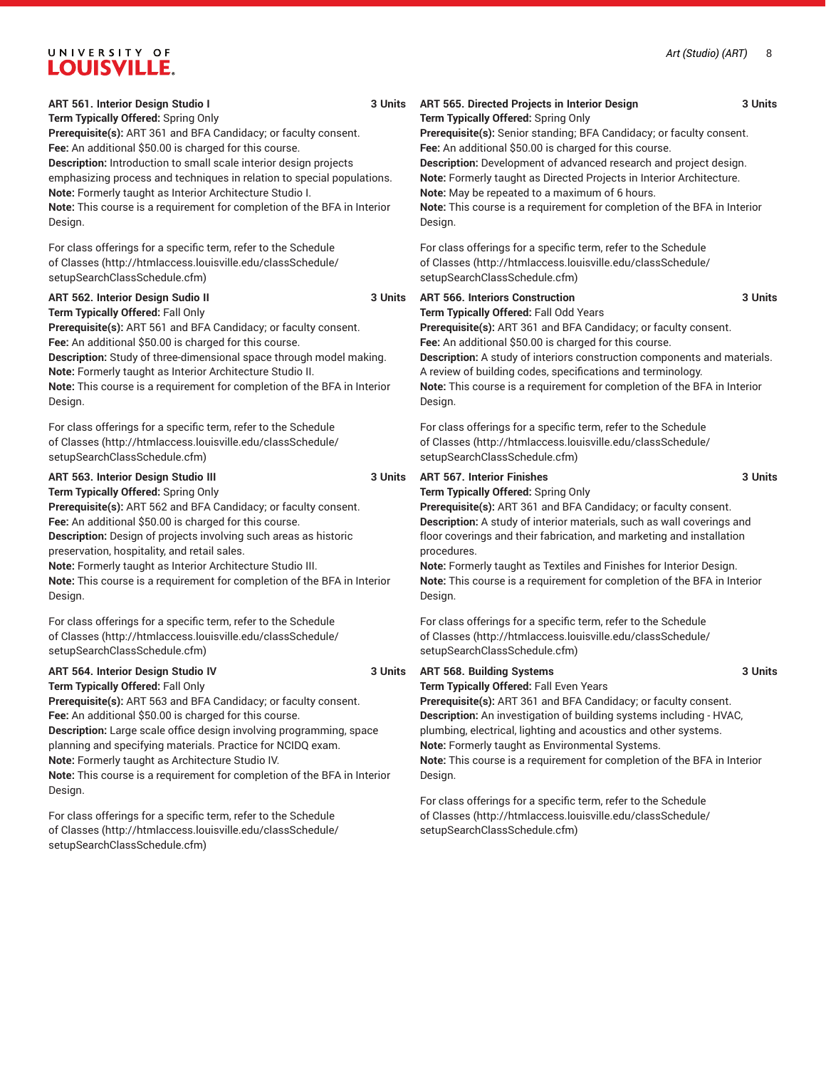**ART 561. Interior Design Studio I** 3 Units
**Term Typically Offered:** Spring Only
**Prerequisite(s):** ART 361 and BFA Candidacy; or faculty consent.
**Fee:** An additional $50.00 is charged for this course.
**Description:** Introduction to small scale interior design projects emphasizing process and techniques in relation to special populations.
**Note:** Formerly taught as Interior Architecture Studio I.
**Note:** This course is a requirement for completion of the BFA in Interior Design.

For class offerings for a specific term, refer to the Schedule of Classes (http://htmlaccess.louisville.edu/classSchedule/setupSearchClassSchedule.cfm)

**ART 562. Interior Design Sudio II** 3 Units
**Term Typically Offered:** Fall Only
**Prerequisite(s):** ART 561 and BFA Candidacy; or faculty consent.
**Fee:** An additional $50.00 is charged for this course.
**Description:** Study of three-dimensional space through model making.
**Note:** Formerly taught as Interior Architecture Studio II.
**Note:** This course is a requirement for completion of the BFA in Interior Design.

For class offerings for a specific term, refer to the Schedule of Classes (http://htmlaccess.louisville.edu/classSchedule/setupSearchClassSchedule.cfm)

**ART 563. Interior Design Studio III** 3 Units
**Term Typically Offered:** Spring Only
**Prerequisite(s):** ART 562 and BFA Candidacy; or faculty consent.
**Fee:** An additional $50.00 is charged for this course.
**Description:** Design of projects involving such areas as historic preservation, hospitality, and retail sales.
**Note:** Formerly taught as Interior Architecture Studio III.
**Note:** This course is a requirement for completion of the BFA in Interior Design.

For class offerings for a specific term, refer to the Schedule of Classes (http://htmlaccess.louisville.edu/classSchedule/setupSearchClassSchedule.cfm)

**ART 564. Interior Design Studio IV** 3 Units
**Term Typically Offered:** Fall Only
**Prerequisite(s):** ART 563 and BFA Candidacy; or faculty consent.
**Fee:** An additional $50.00 is charged for this course.
**Description:** Large scale office design involving programming, space planning and specifying materials. Practice for NCIDQ exam.
**Note:** Formerly taught as Architecture Studio IV.
**Note:** This course is a requirement for completion of the BFA in Interior Design.

For class offerings for a specific term, refer to the Schedule of Classes (http://htmlaccess.louisville.edu/classSchedule/setupSearchClassSchedule.cfm)

**ART 565. Directed Projects in Interior Design** 3 Units
**Term Typically Offered:** Spring Only
**Prerequisite(s):** Senior standing; BFA Candidacy; or faculty consent.
**Fee:** An additional $50.00 is charged for this course.
**Description:** Development of advanced research and project design.
**Note:** Formerly taught as Directed Projects in Interior Architecture.
**Note:** May be repeated to a maximum of 6 hours.
**Note:** This course is a requirement for completion of the BFA in Interior Design.

For class offerings for a specific term, refer to the Schedule of Classes (http://htmlaccess.louisville.edu/classSchedule/setupSearchClassSchedule.cfm)

**ART 566. Interiors Construction** 3 Units
**Term Typically Offered:** Fall Odd Years
**Prerequisite(s):** ART 361 and BFA Candidacy; or faculty consent.
**Fee:** An additional $50.00 is charged for this course.
**Description:** A study of interiors construction components and materials. A review of building codes, specifications and terminology.
**Note:** This course is a requirement for completion of the BFA in Interior Design.

For class offerings for a specific term, refer to the Schedule of Classes (http://htmlaccess.louisville.edu/classSchedule/setupSearchClassSchedule.cfm)

**ART 567. Interior Finishes** 3 Units
**Term Typically Offered:** Spring Only
**Prerequisite(s):** ART 361 and BFA Candidacy; or faculty consent.
**Description:** A study of interior materials, such as wall coverings and floor coverings and their fabrication, and marketing and installation procedures.
**Note:** Formerly taught as Textiles and Finishes for Interior Design.
**Note:** This course is a requirement for completion of the BFA in Interior Design.

For class offerings for a specific term, refer to the Schedule of Classes (http://htmlaccess.louisville.edu/classSchedule/setupSearchClassSchedule.cfm)

**ART 568. Building Systems** 3 Units
**Term Typically Offered:** Fall Even Years
**Prerequisite(s):** ART 361 and BFA Candidacy; or faculty consent.
**Description:** An investigation of building systems including - HVAC, plumbing, electrical, lighting and acoustics and other systems.
**Note:** Formerly taught as Environmental Systems.
**Note:** This course is a requirement for completion of the BFA in Interior Design.

For class offerings for a specific term, refer to the Schedule of Classes (http://htmlaccess.louisville.edu/classSchedule/setupSearchClassSchedule.cfm)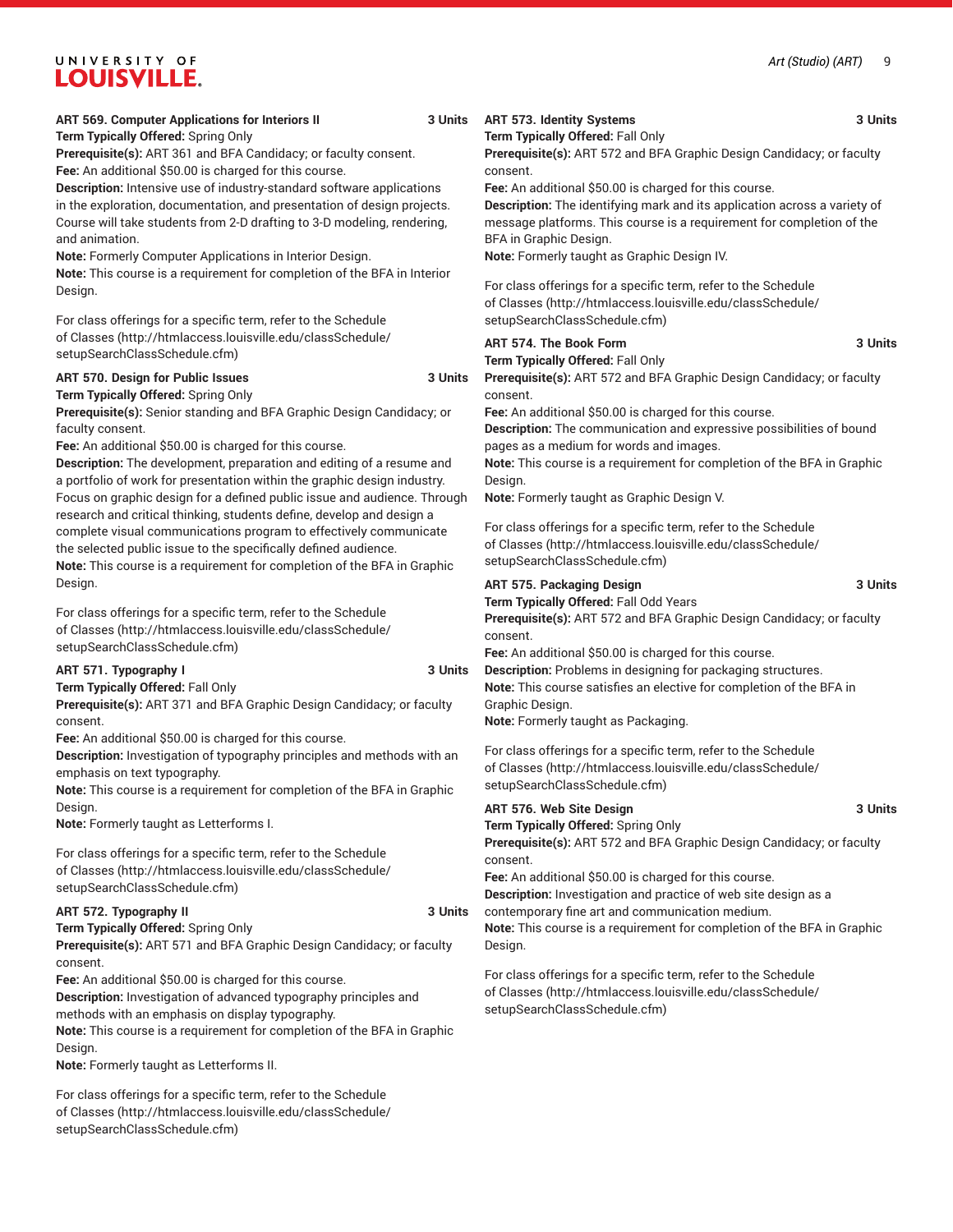**ART 569. Computer Applications for Interiors II** 3 Units
**Term Typically Offered:** Spring Only
**Prerequisite(s):** ART 361 and BFA Candidacy; or faculty consent.
**Fee:** An additional $50.00 is charged for this course.
**Description:** Intensive use of industry-standard software applications in the exploration, documentation, and presentation of design projects. Course will take students from 2-D drafting to 3-D modeling, rendering, and animation.
**Note:** Formerly Computer Applications in Interior Design.
**Note:** This course is a requirement for completion of the BFA in Interior Design.

For class offerings for a specific term, refer to the Schedule of Classes (http://htmlaccess.louisville.edu/classSchedule/setupSearchClassSchedule.cfm)

**ART 570. Design for Public Issues** 3 Units
**Term Typically Offered:** Spring Only
**Prerequisite(s):** Senior standing and BFA Graphic Design Candidacy; or faculty consent.
**Fee:** An additional $50.00 is charged for this course.
**Description:** The development, preparation and editing of a resume and a portfolio of work for presentation within the graphic design industry. Focus on graphic design for a defined public issue and audience. Through research and critical thinking, students define, develop and design a complete visual communications program to effectively communicate the selected public issue to the specifically defined audience.
**Note:** This course is a requirement for completion of the BFA in Graphic Design.

For class offerings for a specific term, refer to the Schedule of Classes (http://htmlaccess.louisville.edu/classSchedule/setupSearchClassSchedule.cfm)

**ART 571. Typography I** 3 Units
**Term Typically Offered:** Fall Only
**Prerequisite(s):** ART 371 and BFA Graphic Design Candidacy; or faculty consent.
**Fee:** An additional $50.00 is charged for this course.
**Description:** Investigation of typography principles and methods with an emphasis on text typography.
**Note:** This course is a requirement for completion of the BFA in Graphic Design.
**Note:** Formerly taught as Letterforms I.

For class offerings for a specific term, refer to the Schedule of Classes (http://htmlaccess.louisville.edu/classSchedule/setupSearchClassSchedule.cfm)

**ART 572. Typography II** 3 Units
**Term Typically Offered:** Spring Only
**Prerequisite(s):** ART 571 and BFA Graphic Design Candidacy; or faculty consent.
**Fee:** An additional $50.00 is charged for this course.
**Description:** Investigation of advanced typography principles and methods with an emphasis on display typography.
**Note:** This course is a requirement for completion of the BFA in Graphic Design.
**Note:** Formerly taught as Letterforms II.

For class offerings for a specific term, refer to the Schedule of Classes (http://htmlaccess.louisville.edu/classSchedule/setupSearchClassSchedule.cfm)

**ART 573. Identity Systems** 3 Units
**Term Typically Offered:** Fall Only
**Prerequisite(s):** ART 572 and BFA Graphic Design Candidacy; or faculty consent.
**Fee:** An additional $50.00 is charged for this course.
**Description:** The identifying mark and its application across a variety of message platforms. This course is a requirement for completion of the BFA in Graphic Design.
**Note:** Formerly taught as Graphic Design IV.

For class offerings for a specific term, refer to the Schedule of Classes (http://htmlaccess.louisville.edu/classSchedule/setupSearchClassSchedule.cfm)

**ART 574. The Book Form** 3 Units
**Term Typically Offered:** Fall Only
**Prerequisite(s):** ART 572 and BFA Graphic Design Candidacy; or faculty consent.
**Fee:** An additional $50.00 is charged for this course.
**Description:** The communication and expressive possibilities of bound pages as a medium for words and images.
**Note:** This course is a requirement for completion of the BFA in Graphic Design.
**Note:** Formerly taught as Graphic Design V.

For class offerings for a specific term, refer to the Schedule of Classes (http://htmlaccess.louisville.edu/classSchedule/setupSearchClassSchedule.cfm)

**ART 575. Packaging Design** 3 Units
**Term Typically Offered:** Fall Odd Years
**Prerequisite(s):** ART 572 and BFA Graphic Design Candidacy; or faculty consent.
**Fee:** An additional $50.00 is charged for this course.
**Description:** Problems in designing for packaging structures.
**Note:** This course satisfies an elective for completion of the BFA in Graphic Design.
**Note:** Formerly taught as Packaging.

For class offerings for a specific term, refer to the Schedule of Classes (http://htmlaccess.louisville.edu/classSchedule/setupSearchClassSchedule.cfm)

**ART 576. Web Site Design** 3 Units
**Term Typically Offered:** Spring Only
**Prerequisite(s):** ART 572 and BFA Graphic Design Candidacy; or faculty consent.
**Fee:** An additional $50.00 is charged for this course.
**Description:** Investigation and practice of web site design as a contemporary fine art and communication medium.
**Note:** This course is a requirement for completion of the BFA in Graphic Design.

For class offerings for a specific term, refer to the Schedule of Classes (http://htmlaccess.louisville.edu/classSchedule/setupSearchClassSchedule.cfm)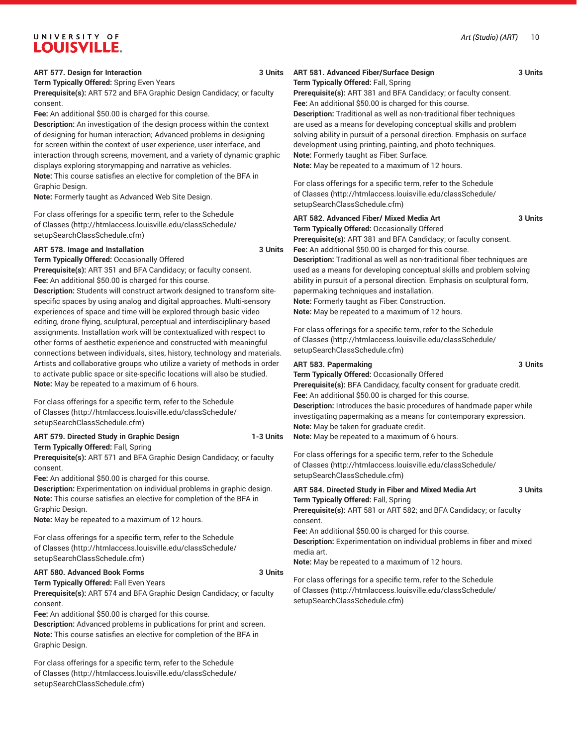**ART 577. Design for Interaction** 3 Units
**Term Typically Offered:** Spring Even Years
**Prerequisite(s):** ART 572 and BFA Graphic Design Candidacy; or faculty consent.
**Fee:** An additional $50.00 is charged for this course.
**Description:** An investigation of the design process within the context of designing for human interaction; Advanced problems in designing for screen within the context of user experience, user interface, and interaction through screens, movement, and a variety of dynamic graphic displays exploring storymapping and narrative as vehicles.
**Note:** This course satisfies an elective for completion of the BFA in Graphic Design.
**Note:** Formerly taught as Advanced Web Site Design.

For class offerings for a specific term, refer to the Schedule of Classes (http://htmlaccess.louisville.edu/classSchedule/setupSearchClassSchedule.cfm)

**ART 578. Image and Installation** 3 Units
**Term Typically Offered:** Occasionally Offered
**Prerequisite(s):** ART 351 and BFA Candidacy; or faculty consent.
**Fee:** An additional $50.00 is charged for this course.
**Description:** Students will construct artwork designed to transform site-specific spaces by using analog and digital approaches. Multi-sensory experiences of space and time will be explored through basic video editing, drone flying, sculptural, perceptual and interdisciplinary-based assignments. Installation work will be contextualized with respect to other forms of aesthetic experience and constructed with meaningful connections between individuals, sites, history, technology and materials. Artists and collaborative groups who utilize a variety of methods in order to activate public space or site-specific locations will also be studied.
**Note:** May be repeated to a maximum of 6 hours.

For class offerings for a specific term, refer to the Schedule of Classes (http://htmlaccess.louisville.edu/classSchedule/setupSearchClassSchedule.cfm)

**ART 579. Directed Study in Graphic Design** 1-3 Units
**Term Typically Offered:** Fall, Spring
**Prerequisite(s):** ART 571 and BFA Graphic Design Candidacy; or faculty consent.
**Fee:** An additional $50.00 is charged for this course.
**Description:** Experimentation on individual problems in graphic design.
**Note:** This course satisfies an elective for completion of the BFA in Graphic Design.
**Note:** May be repeated to a maximum of 12 hours.

For class offerings for a specific term, refer to the Schedule of Classes (http://htmlaccess.louisville.edu/classSchedule/setupSearchClassSchedule.cfm)

**ART 580. Advanced Book Forms** 3 Units
**Term Typically Offered:** Fall Even Years
**Prerequisite(s):** ART 574 and BFA Graphic Design Candidacy; or faculty consent.
**Fee:** An additional $50.00 is charged for this course.
**Description:** Advanced problems in publications for print and screen.
**Note:** This course satisfies an elective for completion of the BFA in Graphic Design.

For class offerings for a specific term, refer to the Schedule of Classes (http://htmlaccess.louisville.edu/classSchedule/setupSearchClassSchedule.cfm)

**ART 581. Advanced Fiber/Surface Design** 3 Units
**Term Typically Offered:** Fall, Spring
**Prerequisite(s):** ART 381 and BFA Candidacy; or faculty consent.
**Fee:** An additional $50.00 is charged for this course.
**Description:** Traditional as well as non-traditional fiber techniques are used as a means for developing conceptual skills and problem solving ability in pursuit of a personal direction. Emphasis on surface development using printing, painting, and photo techniques.
**Note:** Formerly taught as Fiber: Surface.
**Note:** May be repeated to a maximum of 12 hours.

For class offerings for a specific term, refer to the Schedule of Classes (http://htmlaccess.louisville.edu/classSchedule/setupSearchClassSchedule.cfm)

**ART 582. Advanced Fiber/ Mixed Media Art** 3 Units
**Term Typically Offered:** Occasionally Offered
**Prerequisite(s):** ART 381 and BFA Candidacy; or faculty consent.
**Fee:** An additional $50.00 is charged for this course.
**Description:** Traditional as well as non-traditional fiber techniques are used as a means for developing conceptual skills and problem solving ability in pursuit of a personal direction. Emphasis on sculptural form, papermaking techniques and installation.
**Note:** Formerly taught as Fiber: Construction.
**Note:** May be repeated to a maximum of 12 hours.

For class offerings for a specific term, refer to the Schedule of Classes (http://htmlaccess.louisville.edu/classSchedule/setupSearchClassSchedule.cfm)

**ART 583. Papermaking** 3 Units
**Term Typically Offered:** Occasionally Offered
**Prerequisite(s):** BFA Candidacy, faculty consent for graduate credit.
**Fee:** An additional $50.00 is charged for this course.
**Description:** Introduces the basic procedures of handmade paper while investigating papermaking as a means for contemporary expression.
**Note:** May be taken for graduate credit.
**Note:** May be repeated to a maximum of 6 hours.

For class offerings for a specific term, refer to the Schedule of Classes (http://htmlaccess.louisville.edu/classSchedule/setupSearchClassSchedule.cfm)

**ART 584. Directed Study in Fiber and Mixed Media Art** 3 Units
**Term Typically Offered:** Fall, Spring
**Prerequisite(s):** ART 581 or ART 582; and BFA Candidacy; or faculty consent.
**Fee:** An additional $50.00 is charged for this course.
**Description:** Experimentation on individual problems in fiber and mixed media art.
**Note:** May be repeated to a maximum of 12 hours.

For class offerings for a specific term, refer to the Schedule of Classes (http://htmlaccess.louisville.edu/classSchedule/setupSearchClassSchedule.cfm)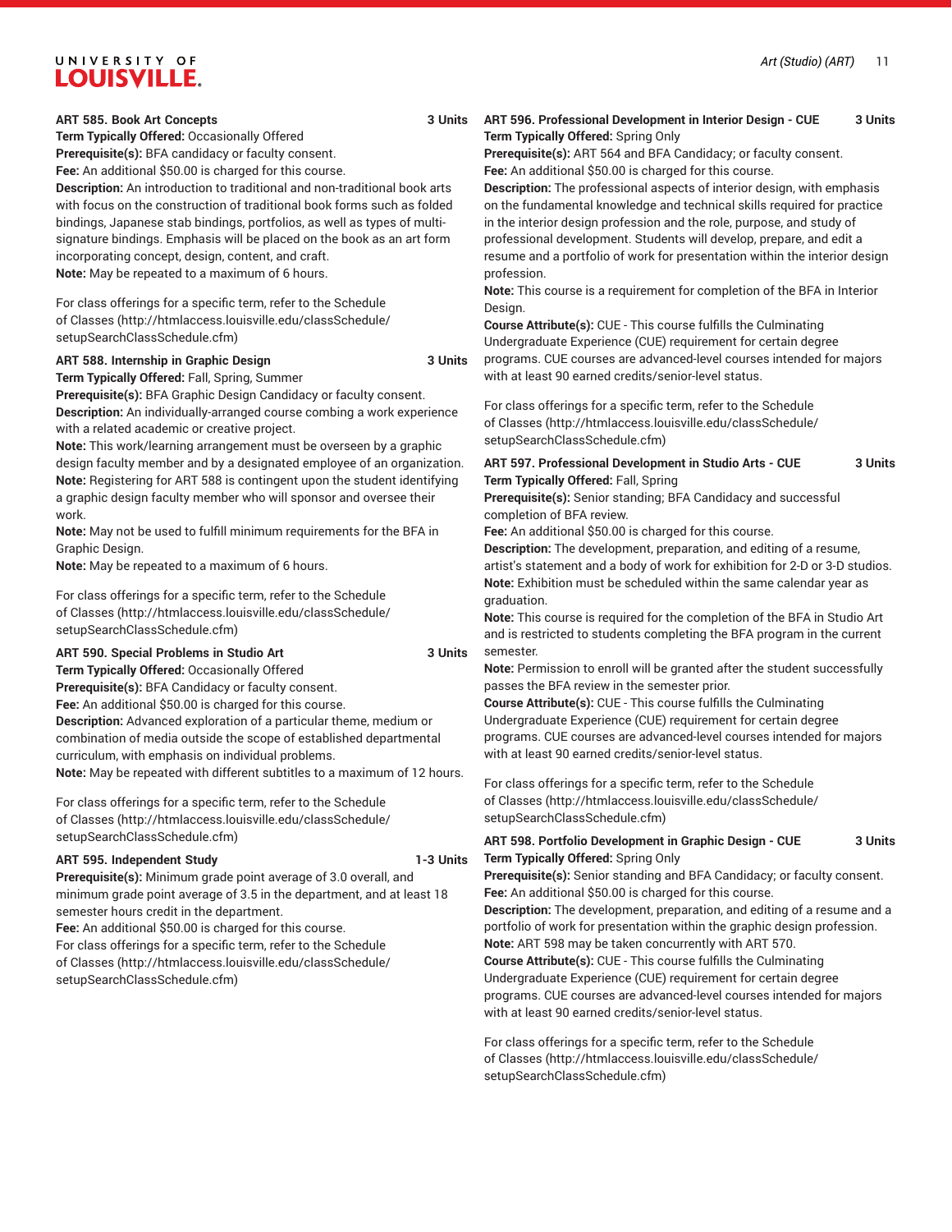**ART 585. Book Art Concepts** **3 Units**

**Term Typically Offered:** Occasionally Offered

**Prerequisite(s):** BFA candidacy or faculty consent.

**Fee:** An additional $50.00 is charged for this course.

**Description:** An introduction to traditional and non-traditional book arts with focus on the construction of traditional book forms such as folded bindings, Japanese stab bindings, portfolios, as well as types of multi-signature bindings. Emphasis will be placed on the book as an art form incorporating concept, design, content, and craft.

**Note:** May be repeated to a maximum of 6 hours.

For class offerings for a specific term, refer to the Schedule of Classes (http://htmlaccess.louisville.edu/classSchedule/setupSearchClassSchedule.cfm)

**ART 588. Internship in Graphic Design** **3 Units**

**Term Typically Offered:** Fall, Spring, Summer

**Prerequisite(s):** BFA Graphic Design Candidacy or faculty consent.

**Description:** An individually-arranged course combing a work experience with a related academic or creative project.

**Note:** This work/learning arrangement must be overseen by a graphic design faculty member and by a designated employee of an organization.

**Note:** Registering for ART 588 is contingent upon the student identifying a graphic design faculty member who will sponsor and oversee their work.

**Note:** May not be used to fulfill minimum requirements for the BFA in Graphic Design.

**Note:** May be repeated to a maximum of 6 hours.

For class offerings for a specific term, refer to the Schedule of Classes (http://htmlaccess.louisville.edu/classSchedule/setupSearchClassSchedule.cfm)

**ART 590. Special Problems in Studio Art** **3 Units**

**Term Typically Offered:** Occasionally Offered

**Prerequisite(s):** BFA Candidacy or faculty consent.

**Fee:** An additional $50.00 is charged for this course.

**Description:** Advanced exploration of a particular theme, medium or combination of media outside the scope of established departmental curriculum, with emphasis on individual problems.

**Note:** May be repeated with different subtitles to a maximum of 12 hours.

For class offerings for a specific term, refer to the Schedule of Classes (http://htmlaccess.louisville.edu/classSchedule/setupSearchClassSchedule.cfm)

**ART 595. Independent Study** **1-3 Units**

**Prerequisite(s):** Minimum grade point average of 3.0 overall, and minimum grade point average of 3.5 in the department, and at least 18 semester hours credit in the department.

**Fee:** An additional $50.00 is charged for this course.

For class offerings for a specific term, refer to the Schedule of Classes (http://htmlaccess.louisville.edu/classSchedule/setupSearchClassSchedule.cfm)

**ART 596. Professional Development in Interior Design - CUE** **3 Units**

**Term Typically Offered:** Spring Only

**Prerequisite(s):** ART 564 and BFA Candidacy; or faculty consent.

**Fee:** An additional $50.00 is charged for this course.

**Description:** The professional aspects of interior design, with emphasis on the fundamental knowledge and technical skills required for practice in the interior design profession and the role, purpose, and study of professional development. Students will develop, prepare, and edit a resume and a portfolio of work for presentation within the interior design profession.

**Note:** This course is a requirement for completion of the BFA in Interior Design.

**Course Attribute(s):** CUE - This course fulfills the Culminating Undergraduate Experience (CUE) requirement for certain degree programs. CUE courses are advanced-level courses intended for majors with at least 90 earned credits/senior-level status.

For class offerings for a specific term, refer to the Schedule of Classes (http://htmlaccess.louisville.edu/classSchedule/setupSearchClassSchedule.cfm)

**ART 597. Professional Development in Studio Arts - CUE** **3 Units**

**Term Typically Offered:** Fall, Spring

**Prerequisite(s):** Senior standing; BFA Candidacy and successful completion of BFA review.

**Fee:** An additional $50.00 is charged for this course.

**Description:** The development, preparation, and editing of a resume, artist's statement and a body of work for exhibition for 2-D or 3-D studios.

**Note:** Exhibition must be scheduled within the same calendar year as graduation.

**Note:** This course is required for the completion of the BFA in Studio Art and is restricted to students completing the BFA program in the current semester.

**Note:** Permission to enroll will be granted after the student successfully passes the BFA review in the semester prior.

**Course Attribute(s):** CUE - This course fulfills the Culminating Undergraduate Experience (CUE) requirement for certain degree programs. CUE courses are advanced-level courses intended for majors with at least 90 earned credits/senior-level status.

For class offerings for a specific term, refer to the Schedule of Classes (http://htmlaccess.louisville.edu/classSchedule/setupSearchClassSchedule.cfm)

**ART 598. Portfolio Development in Graphic Design - CUE** **3 Units**

**Term Typically Offered:** Spring Only

**Prerequisite(s):** Senior standing and BFA Candidacy; or faculty consent.

**Fee:** An additional $50.00 is charged for this course.

**Description:** The development, preparation, and editing of a resume and a portfolio of work for presentation within the graphic design profession.

**Note:** ART 598 may be taken concurrently with ART 570.

**Course Attribute(s):** CUE - This course fulfills the Culminating Undergraduate Experience (CUE) requirement for certain degree programs. CUE courses are advanced-level courses intended for majors with at least 90 earned credits/senior-level status.

For class offerings for a specific term, refer to the Schedule of Classes (http://htmlaccess.louisville.edu/classSchedule/setupSearchClassSchedule.cfm)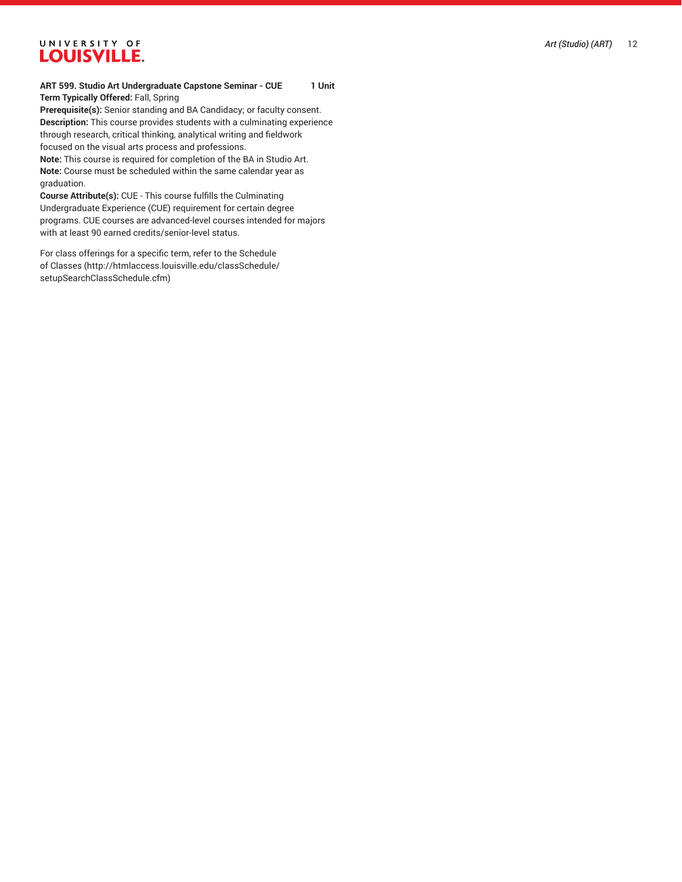**ART 599. Studio Art Undergraduate Capstone Seminar - CUE 1 Unit**
**Term Typically Offered:** Fall, Spring
**Prerequisite(s):** Senior standing and BA Candidacy; or faculty consent.
**Description:** This course provides students with a culminating experience through research, critical thinking, analytical writing and fieldwork focused on the visual arts process and professions.
**Note:** This course is required for completion of the BA in Studio Art.
**Note:** Course must be scheduled within the same calendar year as graduation.
**Course Attribute(s):** CUE - This course fulfills the Culminating Undergraduate Experience (CUE) requirement for certain degree programs. CUE courses are advanced-level courses intended for majors with at least 90 earned credits/senior-level status.

For class offerings for a specific term, refer to the Schedule of Classes (http://htmlaccess.louisville.edu/classSchedule/setupSearchClassSchedule.cfm)